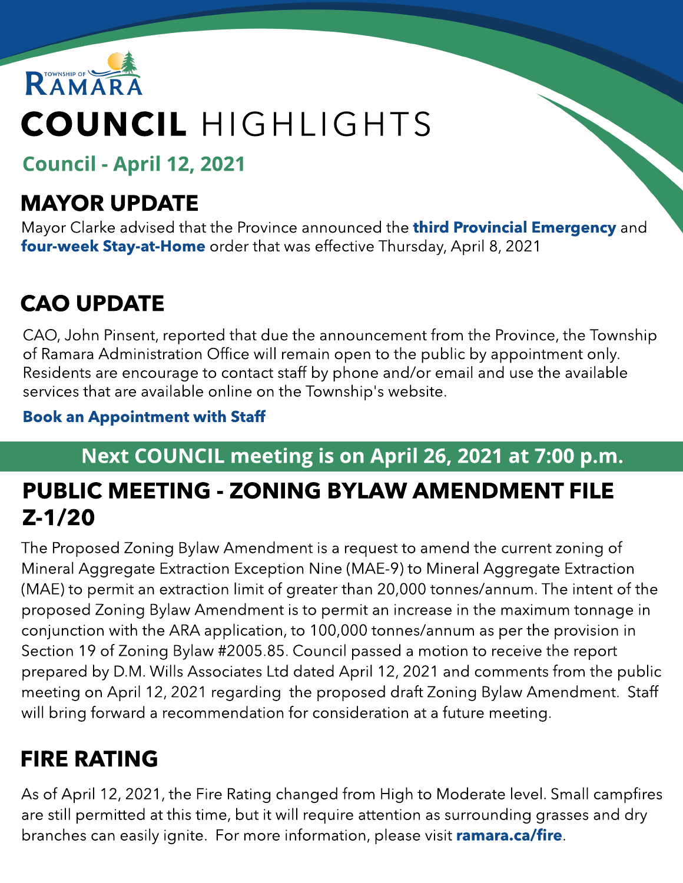TOWNSHIP OF RAMARA

# COUNCIL HIGHLIGHTS

**Council - April 12, 2021**

## MAYOR UPDATE

Mayor Clarke advised that the Province announced the **third Provincial Emergency** and **four-week Stay-at-Home** order that was effective Thursday, April 8, 2021

## CAO UPDATE

CAO, John Pinsent, reported that due the announcement from the Province, the Township of Ramara Administration Office will remain open to the public by appointment only. Residents are encourage to contact staff by phone and/or email and use the available services that are available online on the Township's website.

**Book an Appointment with Staff**

**Next COUNCIL meeting is on April 26, 2021 at 7:00 p.m.**

## PUBLIC MEETING - ZONING BYLAW AMENDMENT FILE Z-1/20

The Proposed Zoning Bylaw Amendment is a request to amend the current zoning of Mineral Aggregate Extraction Exception Nine (MAE-9) to Mineral Aggregate Extraction (MAE) to permit an extraction limit of greater than 20,000 tonnes/annum. The intent of the proposed Zoning Bylaw Amendment is to permit an increase in the maximum tonnage in conjunction with the ARA application, to 100,000 tonnes/annum as per the provision in Section 19 of Zoning Bylaw #2005.85. Council passed a motion to receive the report prepared by D.M. Wills Associates Ltd dated April 12, 2021 and comments from the public meeting on April 12, 2021 regarding the proposed draft Zoning Bylaw Amendment. Staff will bring forward a recommendation for consideration at a future meeting.

## FIRE RATING

As of April 12, 2021, the Fire Rating changed from High to Moderate level. Small campfires are still permitted at this time, but it will require attention as surrounding grasses and dry branches can easily ignite. For more information, please visit **ramara.ca/fire**.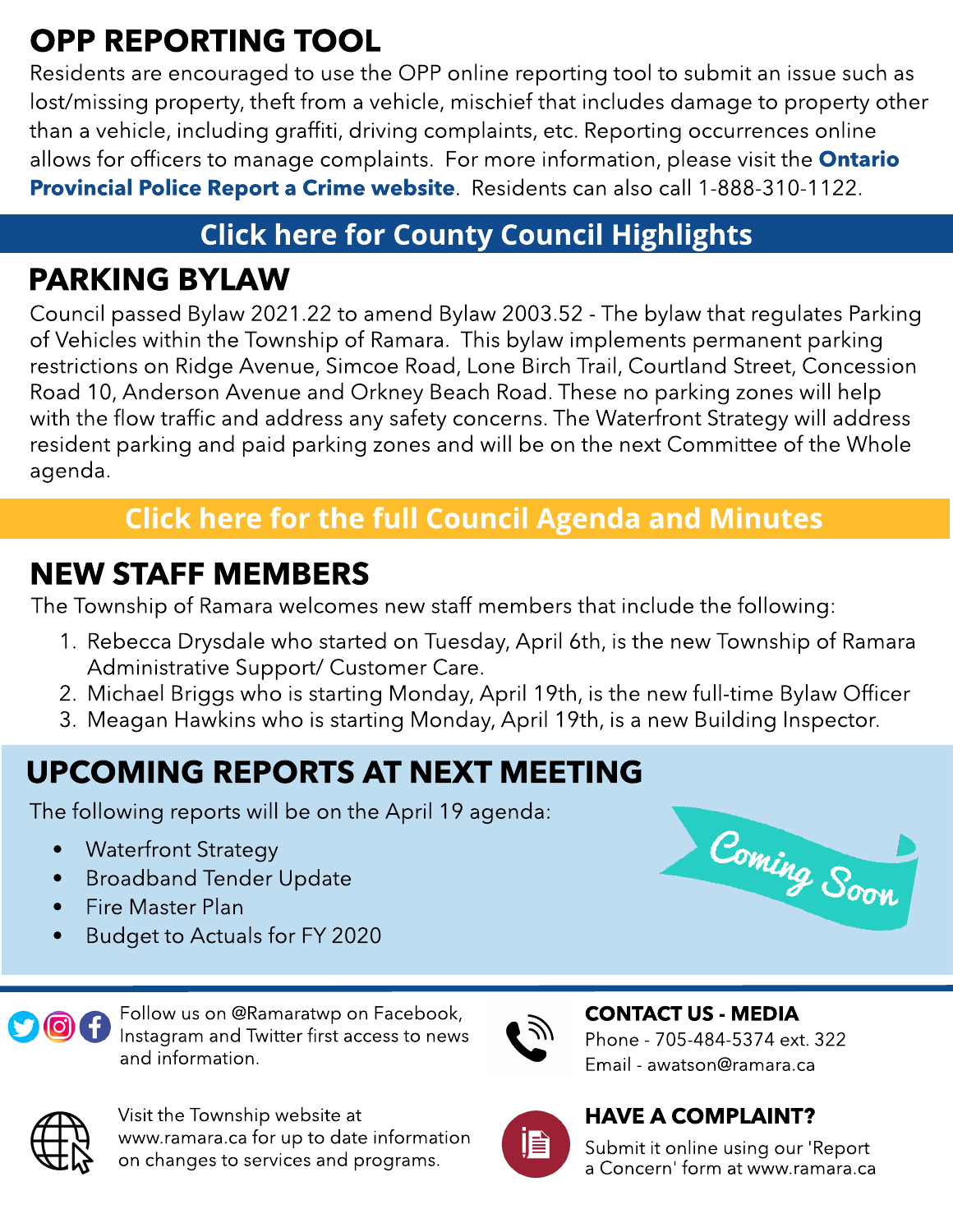## OPP REPORTING TOOL

Residents are encouraged to use the OPP online reporting tool to submit an issue such as lost/missing property, theft from a vehicle, mischief that includes damage to property other than a vehicle, including graffiti, driving complaints, etc. Reporting occurrences online allows for officers to manage complaints. For more information, please visit the **Ontario Provincial Police Report a Crime website**. Residents can also call 1-888-310-1122.

**Click here for County Council Highlights**

## PARKING BYLAW

Council passed Bylaw 2021.22 to amend Bylaw 2003.52 - The bylaw that regulates Parking of Vehicles within the Township of Ramara. This bylaw implements permanent parking restrictions on Ridge Avenue, Simcoe Road, Lone Birch Trail, Courtland Street, Concession Road 10, Anderson Avenue and Orkney Beach Road. These no parking zones will help with the flow traffic and address any safety concerns. The Waterfront Strategy will address resident parking and paid parking zones and will be on the next Committee of the Whole agenda.

**Click here for the full Council Agenda and Minutes**

## NEW STAFF MEMBERS

The Township of Ramara welcomes new staff members that include the following:

1. Rebecca Drysdale who started on Tuesday, April 6th, is the new Township of Ramara Administrative Support/ Customer Care.
2. Michael Briggs who is starting Monday, April 19th, is the new full-time Bylaw Officer
3. Meagan Hawkins who is starting Monday, April 19th, is a new Building Inspector.

## UPCOMING REPORTS AT NEXT MEETING

The following reports will be on the April 19 agenda:

- Waterfront Strategy
- Broadband Tender Update
- Fire Master Plan
- Budget to Actuals for FY 2020

Coming Soon

Follow us on @Ramaratwp on Facebook, Instagram and Twitter first access to news and information.

**CONTACT US - MEDIA**
Phone - 705-484-5374 ext. 322
Email - awatson@ramara.ca

Visit the Township website at www.ramara.ca for up to date information on changes to services and programs.

**HAVE A COMPLAINT?**
Submit it online using our 'Report a Concern' form at www.ramara.ca